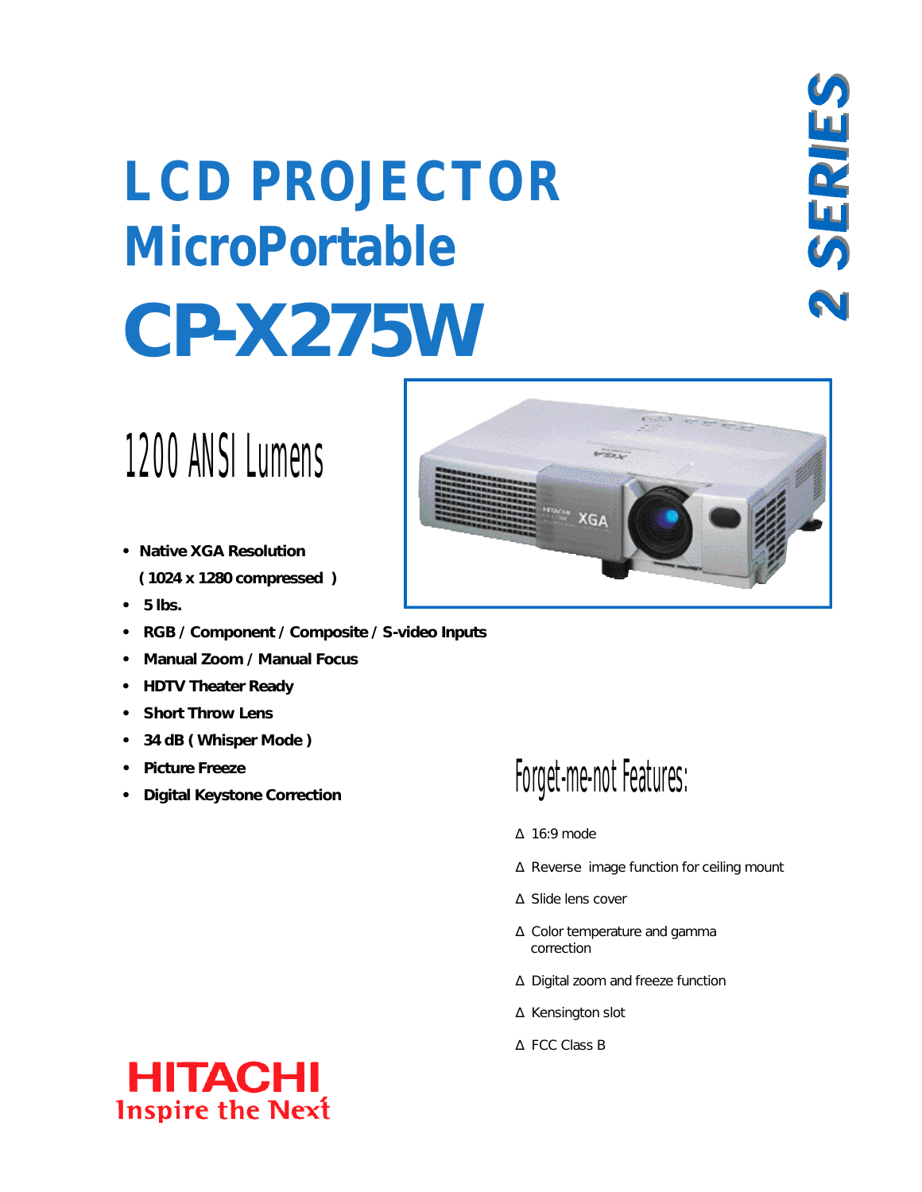# LCD PROJECTOR
# MicroPortable
# CP-X275W

**2 SERIES**

## 1200 ANSI Lumens

- **Native XGA Resolution**
  **( 1024 x 1280 compressed )**
- **5 lbs.**
- **RGB / Component / Composite / S-video Inputs**
- **Manual Zoom / Manual Focus**
- **HDTV Theater Ready**
- **Short Throw Lens**
- **34 dB ( Whisper Mode )**
- **Picture Freeze**
- **Digital Keystone Correction**

## Forget-me-not Features:

Δ 16:9 mode

Δ Reverse image function for ceiling mount

Δ Slide lens cover

Δ Color temperature and gamma correction

Δ Digital zoom and freeze function

Δ Kensington slot

Δ FCC Class B

HITACHI
Inspire the Next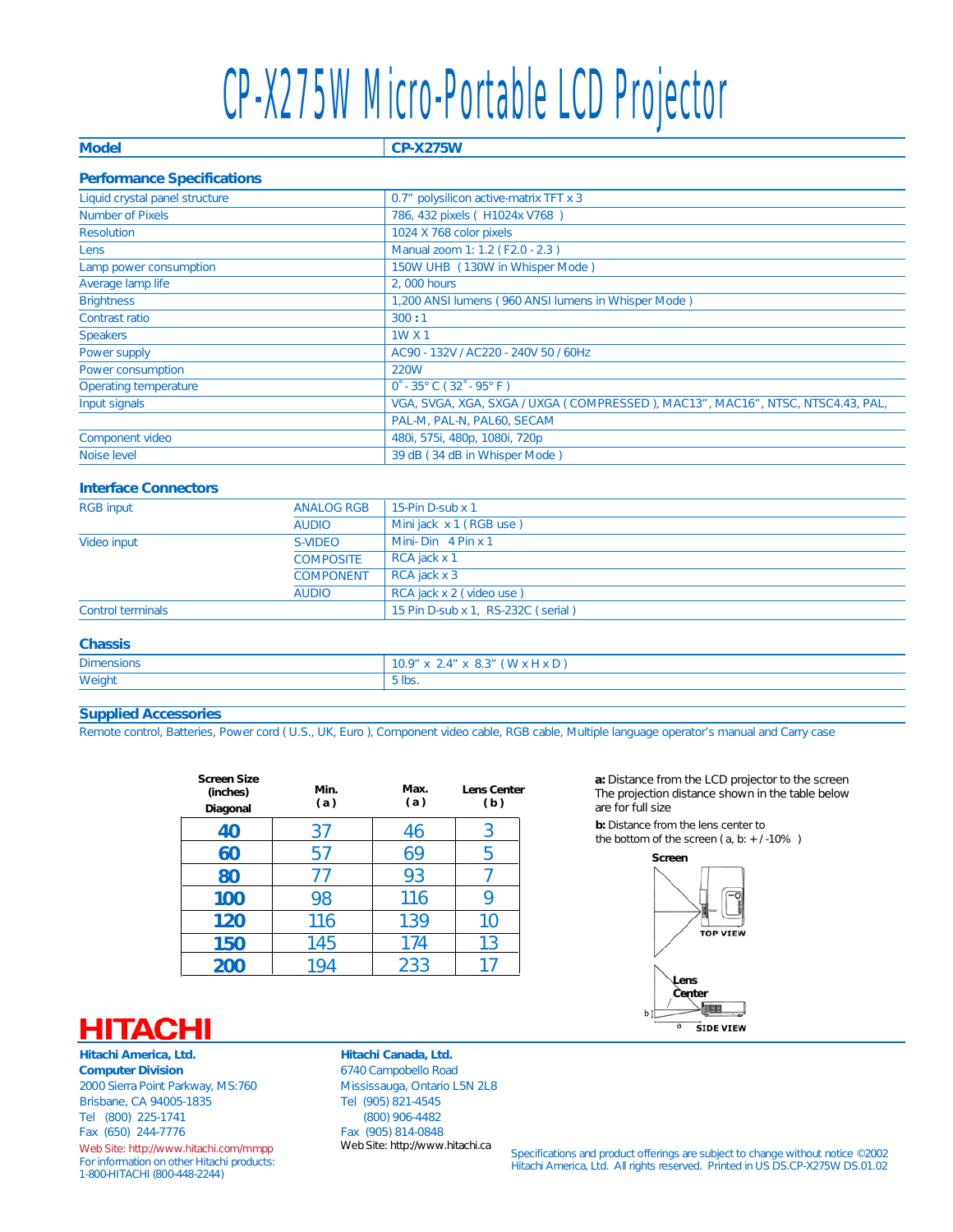# CP-X275W Micro-Portable LCD Projector

| Model | CP-X275W |
|---|---|

## Performance Specifications

| | |
|---|---|
| Liquid crystal panel structure | 0.7" polysilicon active-matrix TFT x 3 |
| Number of Pixels | 786, 432 pixels ( H1024x V768 ) |
| Resolution | 1024 X 768 color pixels |
| Lens | Manual zoom 1: 1.2 ( F2.0 - 2.3 ) |
| Lamp power consumption | 150W UHB ( 130W in Whisper Mode ) |
| Average lamp life | 2, 000 hours |
| Brightness | 1,200 ANSI lumens ( 960 ANSI lumens in Whisper Mode ) |
| Contrast ratio | 300 : 1 |
| Speakers | 1W X 1 |
| Power supply | AC90 - 132V / AC220 - 240V 50 / 60Hz |
| Power consumption | 220W |
| Operating temperature | 0˚ - 35° C ( 32˚ - 95° F ) |
| Input signals | VGA, SVGA, XGA, SXGA / UXGA ( COMPRESSED ), MAC13", MAC16", NTSC, NTSC4.43, PAL, PAL-M, PAL-N, PAL60, SECAM |
| Component video | 480i, 575i, 480p, 1080i, 720p |
| Noise level | 39 dB ( 34 dB in Whisper Mode ) |

## Interface Connectors

| | | |
|---|---|---|
| RGB input | ANALOG RGB | 15-Pin D-sub x 1 |
| | AUDIO | Mini jack x 1 ( RGB use ) |
| Video input | S-VIDEO | Mini- Din 4 Pin x 1 |
| | COMPOSITE | RCA jack x 1 |
| | COMPONENT | RCA jack x 3 |
| | AUDIO | RCA jack x 2 ( video use ) |
| Control terminals | | 15 Pin D-sub x 1, RS-232C ( serial ) |

## Chassis

| | |
|---|---|
| Dimensions | 10.9" x 2.4" x 8.3" ( W x H x D ) |
| Weight | 5 lbs. |

## Supplied Accessories

Remote control, Batteries, Power cord ( U.S., UK, Euro ), Component video cable, RGB cable, Multiple language operator's manual and Carry case

| Screen Size (inches) Diagonal | Min. ( a ) | Max. ( a ) | Lens Center ( b ) |
|---|---|---|---|
| 40 | 37 | 46 | 3 |
| 60 | 57 | 69 | 5 |
| 80 | 77 | 93 | 7 |
| 100 | 98 | 116 | 9 |
| 120 | 116 | 139 | 10 |
| 150 | 145 | 174 | 13 |
| 200 | 194 | 233 | 17 |

**a:** Distance from the LCD projector to the screen
The projection distance shown in the table below are for full size

**b:** Distance from the lens center to the bottom of the screen ( a, b: + / -10% )

Screen
TOP VIEW
Lens Center
b
a
SIDE VIEW

**HITACHI**

**Hitachi America, Ltd.**
**Computer Division**
2000 Sierra Point Parkway, MS:760
Brisbane, CA 94005-1835
Tel (800) 225-1741
Fax (650) 244-7776
Web Site: http://www.hitachi.com/mmpp
For information on other Hitachi products:
1-800-HITACHI (800-448-2244)

**Hitachi Canada, Ltd.**
6740 Campobello Road
Mississauga, Ontario L5N 2L8
Tel (905) 821-4545
(800) 906-4482
Fax (905) 814-0848
Web Site: http://www.hitachi.ca

Specifications and product offerings are subject to change without notice ©2002 Hitachi America, Ltd. All rights reserved. Printed in US DS.CP-X275W DS.01.02